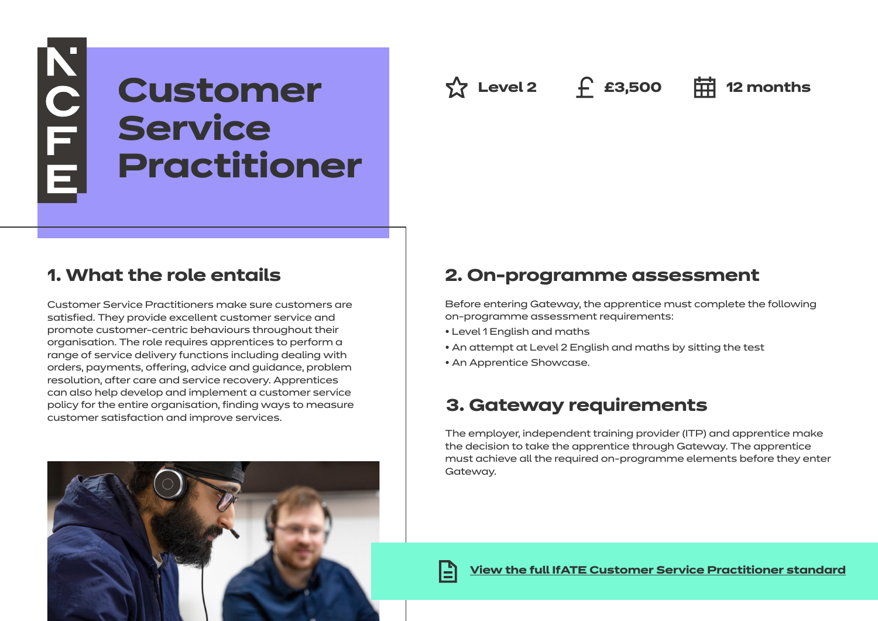NCFE

# Customer Service Practitioner

Level 2 | £3,500 | 12 months

## 1. What the role entails

Customer Service Practitioners make sure customers are satisfied. They provide excellent customer service and promote customer-centric behaviours throughout their organisation. The role requires apprentices to perform a range of service delivery functions including dealing with orders, payments, offering, advice and guidance, problem resolution, after care and service recovery. Apprentices can also help develop and implement a customer service policy for the entire organisation, finding ways to measure customer satisfaction and improve services.

## 2. On-programme assessment

Before entering Gateway, the apprentice must complete the following on-programme assessment requirements:

- Level 1 English and maths
- An attempt at Level 2 English and maths by sitting the test
- An Apprentice Showcase.

## 3. Gateway requirements

The employer, independent training provider (ITP) and apprentice make the decision to take the apprentice through Gateway. The apprentice must achieve all the required on-programme elements before they enter Gateway.

View the full IfATE Customer Service Practitioner standard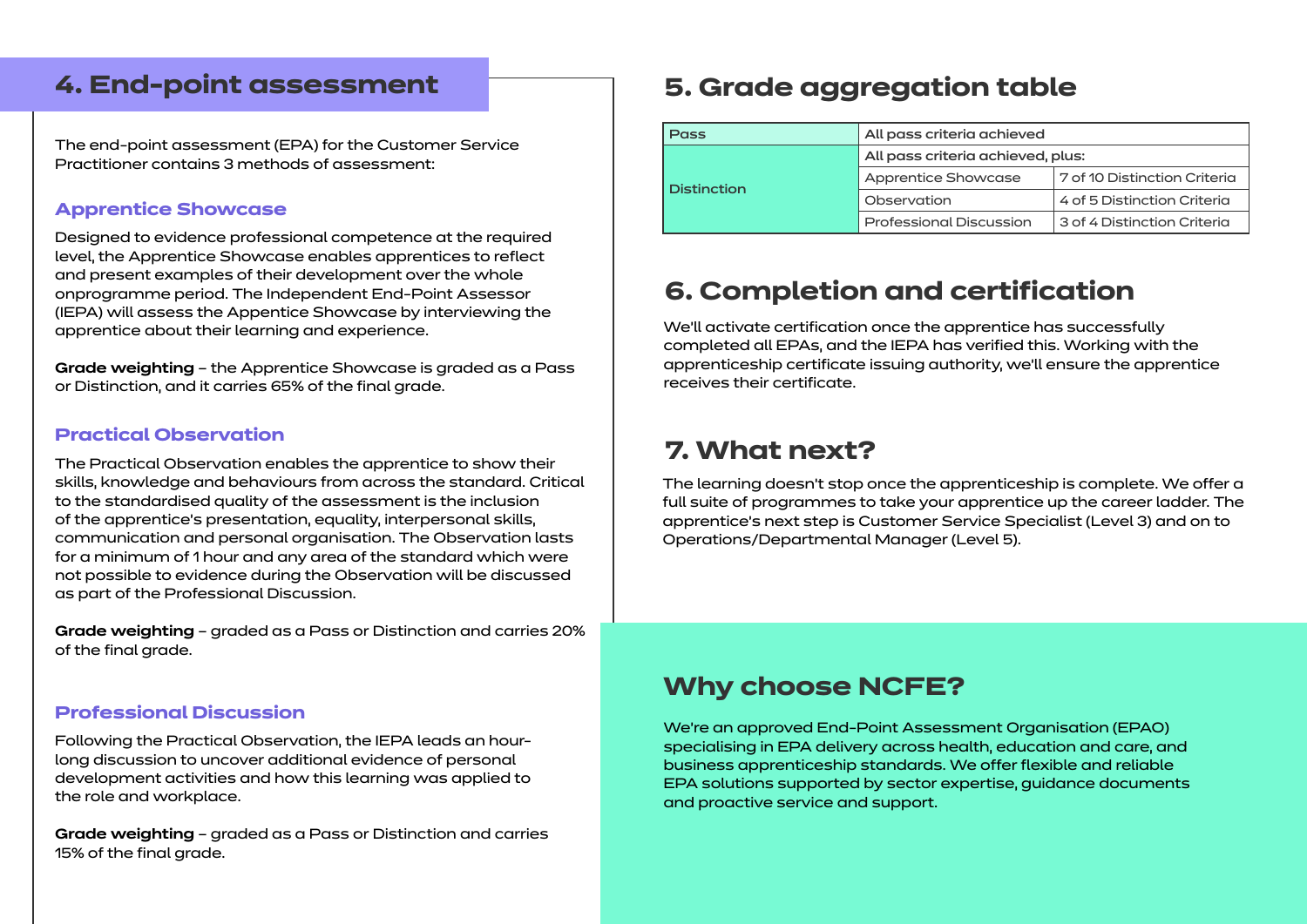## 4. End-point assessment

The end-point assessment (EPA) for the Customer Service Practitioner contains 3 methods of assessment:

### Apprentice Showcase

Designed to evidence professional competence at the required level, the Apprentice Showcase enables apprentices to reflect and present examples of their development over the whole onprogramme period. The Independent End-Point Assessor (IEPA) will assess the Appentice Showcase by interviewing the apprentice about their learning and experience.

**Grade weighting** – the Apprentice Showcase is graded as a Pass or Distinction, and it carries 65% of the final grade.

### Practical Observation

The Practical Observation enables the apprentice to show their skills, knowledge and behaviours from across the standard. Critical to the standardised quality of the assessment is the inclusion of the apprentice's presentation, equality, interpersonal skills, communication and personal organisation. The Observation lasts for a minimum of 1 hour and any area of the standard which were not possible to evidence during the Observation will be discussed as part of the Professional Discussion.

**Grade weighting** – graded as a Pass or Distinction and carries 20% of the final grade.

### Professional Discussion

Following the Practical Observation, the IEPA leads an hour-long discussion to uncover additional evidence of personal development activities and how this learning was applied to the role and workplace.

**Grade weighting** – graded as a Pass or Distinction and carries 15% of the final grade.

## 5. Grade aggregation table

| | | |
|---|---|---|
| Pass | All pass criteria achieved | |
| Distinction | All pass criteria achieved, plus: | |
| | Apprentice Showcase | 7 of 10 Distinction Criteria |
| | Observation | 4 of 5 Distinction Criteria |
| | Professional Discussion | 3 of 4 Distinction Criteria |

## 6. Completion and certification

We'll activate certification once the apprentice has successfully completed all EPAs, and the IEPA has verified this. Working with the apprenticeship certificate issuing authority, we'll ensure the apprentice receives their certificate.

## 7. What next?

The learning doesn't stop once the apprenticeship is complete. We offer a full suite of programmes to take your apprentice up the career ladder. The apprentice's next step is Customer Service Specialist (Level 3) and on to Operations/Departmental Manager (Level 5).

## Why choose NCFE?

We're an approved End-Point Assessment Organisation (EPAO) specialising in EPA delivery across health, education and care, and business apprenticeship standards. We offer flexible and reliable EPA solutions supported by sector expertise, guidance documents and proactive service and support.